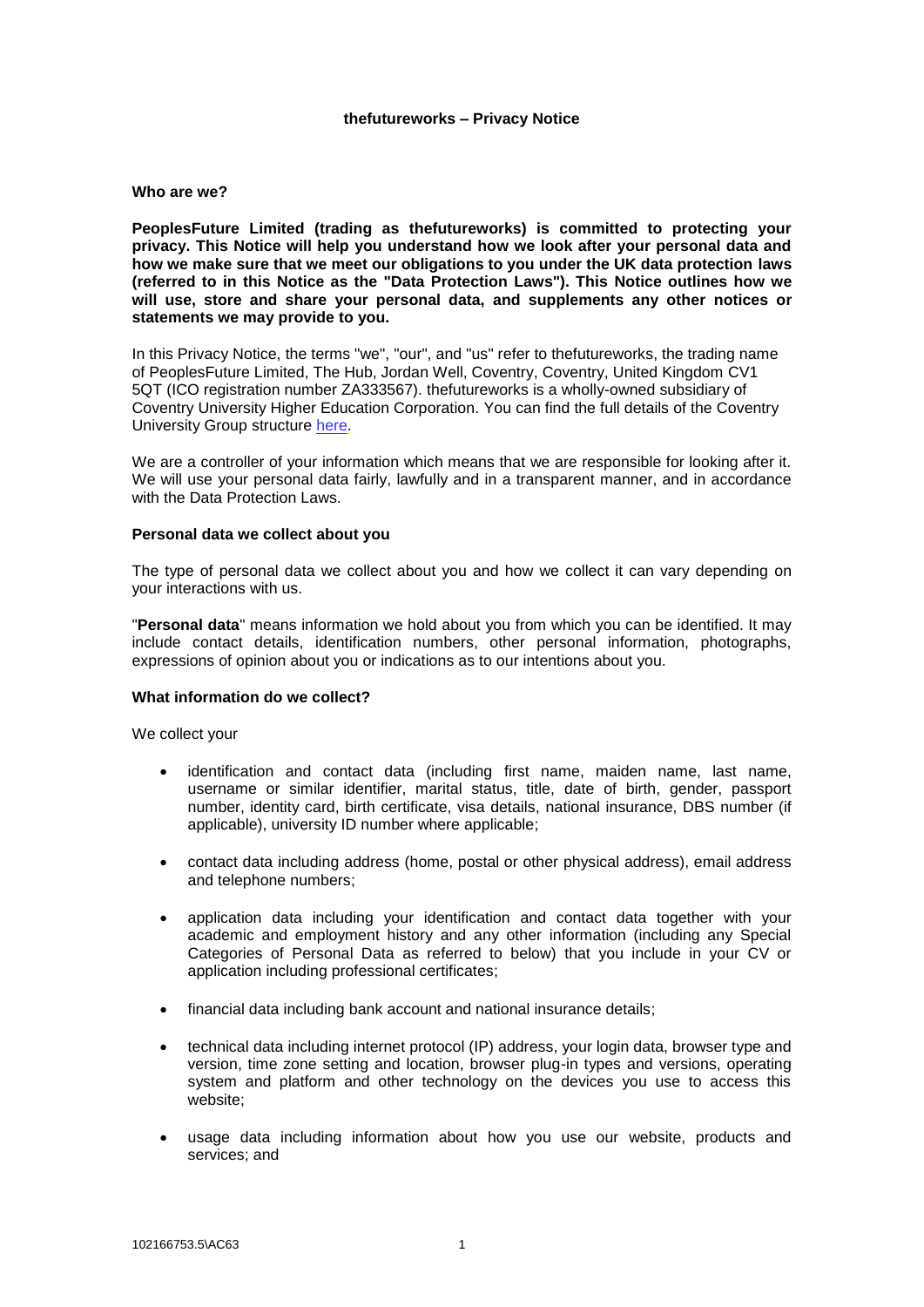# thefutureworks – Privacy Notice

## Who are we?

**PeoplesFuture Limited (trading as thefutureworks) is committed to protecting your privacy. This Notice will help you understand how we look after your personal data and how we make sure that we meet our obligations to you under the UK data protection laws (referred to in this Notice as the "Data Protection Laws"). This Notice outlines how we will use, store and share your personal data, and supplements any other notices or statements we may provide to you.**

In this Privacy Notice, the terms "we", "our", and "us" refer to thefutureworks, the trading name of PeoplesFuture Limited, The Hub, Jordan Well, Coventry, Coventry, United Kingdom CV1 5QT (ICO registration number ZA333567). thefutureworks is a wholly-owned subsidiary of Coventry University Higher Education Corporation. You can find the full details of the Coventry University Group structure here.

We are a controller of your information which means that we are responsible for looking after it. We will use your personal data fairly, lawfully and in a transparent manner, and in accordance with the Data Protection Laws.

## Personal data we collect about you

The type of personal data we collect about you and how we collect it can vary depending on your interactions with us.

"**Personal data**" means information we hold about you from which you can be identified. It may include contact details, identification numbers, other personal information, photographs, expressions of opinion about you or indications as to our intentions about you.

## What information do we collect?

We collect your

- identification and contact data (including first name, maiden name, last name, username or similar identifier, marital status, title, date of birth, gender, passport number, identity card, birth certificate, visa details, national insurance, DBS number (if applicable), university ID number where applicable;
- contact data including address (home, postal or other physical address), email address and telephone numbers;
- application data including your identification and contact data together with your academic and employment history and any other information (including any Special Categories of Personal Data as referred to below) that you include in your CV or application including professional certificates;
- financial data including bank account and national insurance details;
- technical data including internet protocol (IP) address, your login data, browser type and version, time zone setting and location, browser plug-in types and versions, operating system and platform and other technology on the devices you use to access this website;
- usage data including information about how you use our website, products and services; and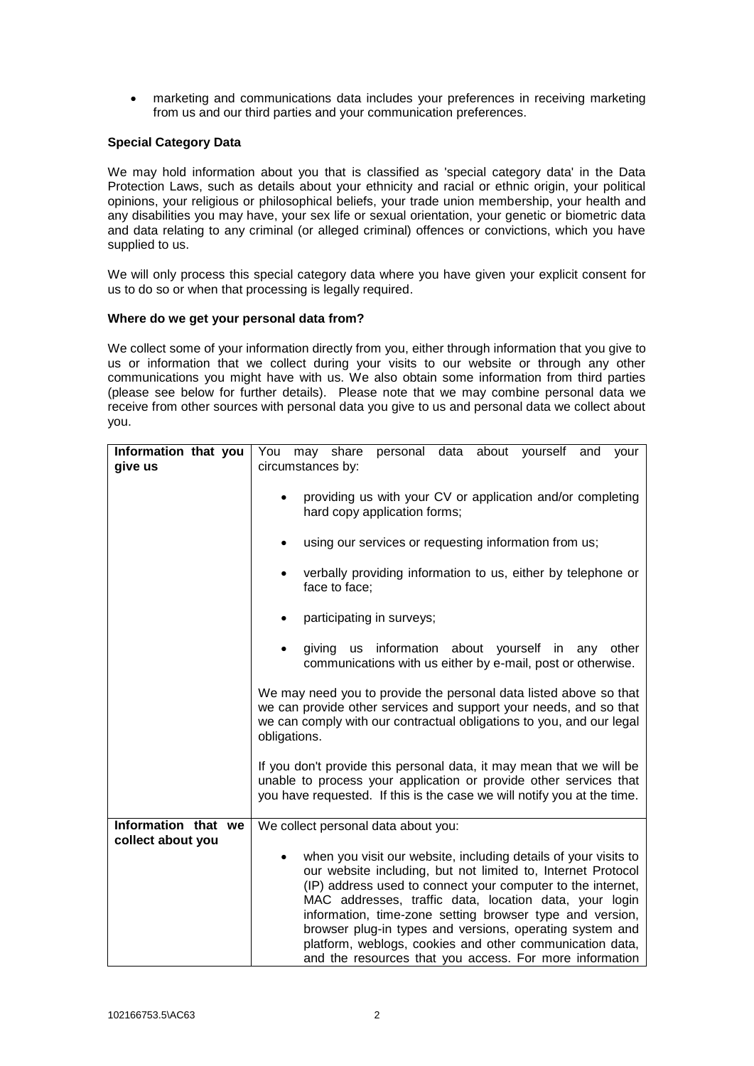- marketing and communications data includes your preferences in receiving marketing from us and our third parties and your communication preferences.

**Special Category Data**

We may hold information about you that is classified as 'special category data' in the Data Protection Laws, such as details about your ethnicity and racial or ethnic origin, your political opinions, your religious or philosophical beliefs, your trade union membership, your health and any disabilities you may have, your sex life or sexual orientation, your genetic or biometric data and data relating to any criminal (or alleged criminal) offences or convictions, which you have supplied to us.

We will only process this special category data where you have given your explicit consent for us to do so or when that processing is legally required.

**Where do we get your personal data from?**

We collect some of your information directly from you, either through information that you give to us or information that we collect during your visits to our website or through any other communications you might have with us. We also obtain some information from third parties (please see below for further details). Please note that we may combine personal data we receive from other sources with personal data you give to us and personal data we collect about you.

| | |
|---|---|
| **Information that you give us** | You may share personal data about yourself and your circumstances by:<br><br>• providing us with your CV or application and/or completing hard copy application forms;<br>• using our services or requesting information from us;<br>• verbally providing information to us, either by telephone or face to face;<br>• participating in surveys;<br>• giving us information about yourself in any other communications with us either by e-mail, post or otherwise.<br><br>We may need you to provide the personal data listed above so that we can provide other services and support your needs, and so that we can comply with our contractual obligations to you, and our legal obligations.<br><br>If you don't provide this personal data, it may mean that we will be unable to process your application or provide other services that you have requested. If this is the case we will notify you at the time. |
| **Information that we collect about you** | We collect personal data about you:<br><br>• when you visit our website, including details of your visits to our website including, but not limited to, Internet Protocol (IP) address used to connect your computer to the internet, MAC addresses, traffic data, location data, your login information, time-zone setting browser type and version, browser plug-in types and versions, operating system and platform, weblogs, cookies and other communication data, and the resources that you access. For more information |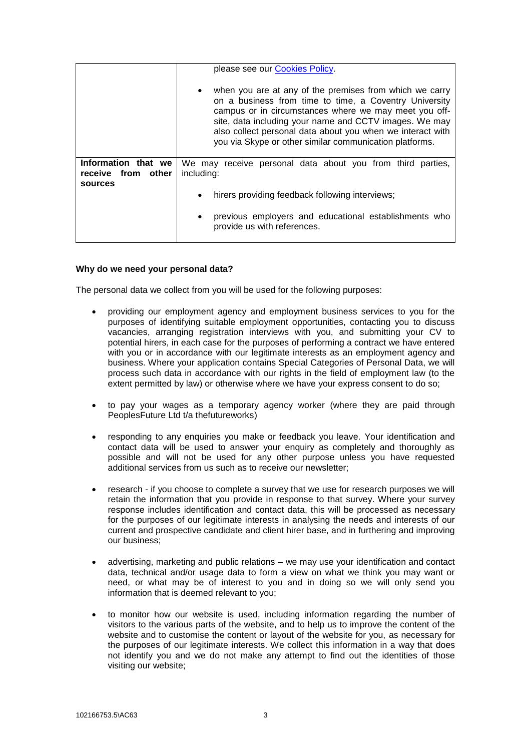| | |
|---|---|
| | please see our [Cookies Policy](). <br><br> • when you are at any of the premises from which we carry on a business from time to time, a Coventry University campus or in circumstances where we may meet you off-site, data including your name and CCTV images. We may also collect personal data about you when we interact with you via Skype or other similar communication platforms. |
| **Information that we receive from other sources** | We may receive personal data about you from third parties, including: <br><br> • hirers providing feedback following interviews; <br><br> • previous employers and educational establishments who provide us with references. |

**Why do we need your personal data?**

The personal data we collect from you will be used for the following purposes:

- providing our employment agency and employment business services to you for the purposes of identifying suitable employment opportunities, contacting you to discuss vacancies, arranging registration interviews with you, and submitting your CV to potential hirers, in each case for the purposes of performing a contract we have entered with you or in accordance with our legitimate interests as an employment agency and business. Where your application contains Special Categories of Personal Data, we will process such data in accordance with our rights in the field of employment law (to the extent permitted by law) or otherwise where we have your express consent to do so;

- to pay your wages as a temporary agency worker (where they are paid through PeoplesFuture Ltd t/a thefutureworks)

- responding to any enquiries you make or feedback you leave. Your identification and contact data will be used to answer your enquiry as completely and thoroughly as possible and will not be used for any other purpose unless you have requested additional services from us such as to receive our newsletter;

- research - if you choose to complete a survey that we use for research purposes we will retain the information that you provide in response to that survey. Where your survey response includes identification and contact data, this will be processed as necessary for the purposes of our legitimate interests in analysing the needs and interests of our current and prospective candidate and client hirer base, and in furthering and improving our business;

- advertising, marketing and public relations – we may use your identification and contact data, technical and/or usage data to form a view on what we think you may want or need, or what may be of interest to you and in doing so we will only send you information that is deemed relevant to you;

- to monitor how our website is used, including information regarding the number of visitors to the various parts of the website, and to help us to improve the content of the website and to customise the content or layout of the website for you, as necessary for the purposes of our legitimate interests. We collect this information in a way that does not identify you and we do not make any attempt to find out the identities of those visiting our website;

102166753.5\AC63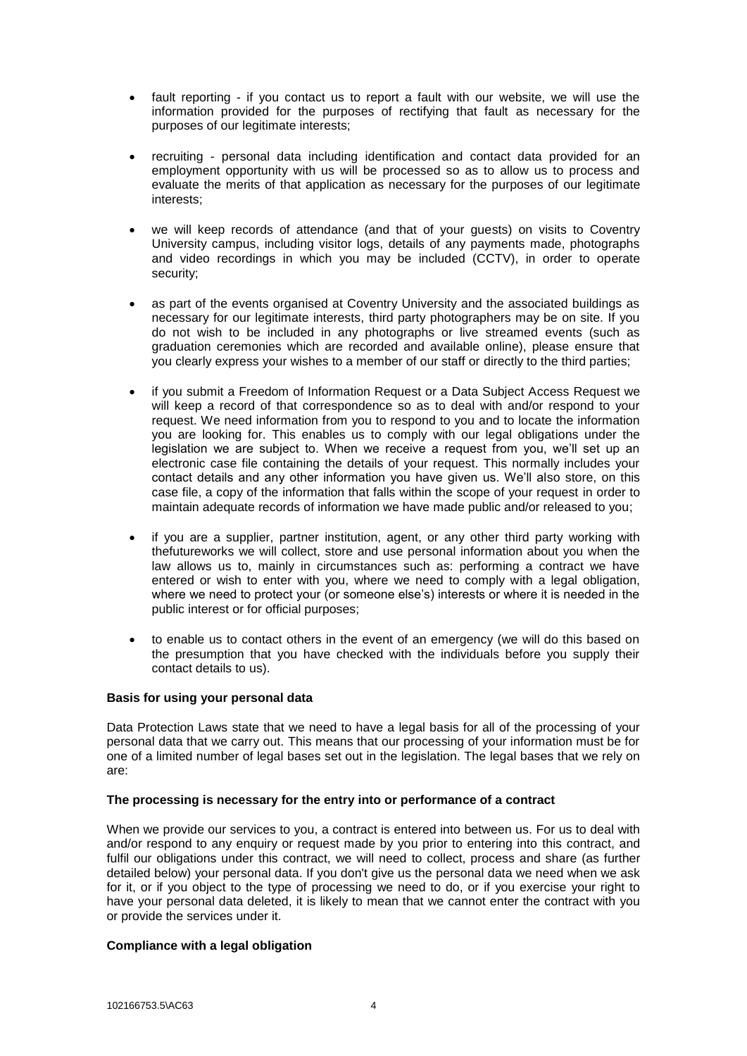- fault reporting - if you contact us to report a fault with our website, we will use the information provided for the purposes of rectifying that fault as necessary for the purposes of our legitimate interests;

- recruiting - personal data including identification and contact data provided for an employment opportunity with us will be processed so as to allow us to process and evaluate the merits of that application as necessary for the purposes of our legitimate interests;

- we will keep records of attendance (and that of your guests) on visits to Coventry University campus, including visitor logs, details of any payments made, photographs and video recordings in which you may be included (CCTV), in order to operate security;

- as part of the events organised at Coventry University and the associated buildings as necessary for our legitimate interests, third party photographers may be on site. If you do not wish to be included in any photographs or live streamed events (such as graduation ceremonies which are recorded and available online), please ensure that you clearly express your wishes to a member of our staff or directly to the third parties;

- if you submit a Freedom of Information Request or a Data Subject Access Request we will keep a record of that correspondence so as to deal with and/or respond to your request. We need information from you to respond to you and to locate the information you are looking for. This enables us to comply with our legal obligations under the legislation we are subject to. When we receive a request from you, we'll set up an electronic case file containing the details of your request. This normally includes your contact details and any other information you have given us. We'll also store, on this case file, a copy of the information that falls within the scope of your request in order to maintain adequate records of information we have made public and/or released to you;

- if you are a supplier, partner institution, agent, or any other third party working with thefutureworks we will collect, store and use personal information about you when the law allows us to, mainly in circumstances such as: performing a contract we have entered or wish to enter with you, where we need to comply with a legal obligation, where we need to protect your (or someone else's) interests or where it is needed in the public interest or for official purposes;

- to enable us to contact others in the event of an emergency (we will do this based on the presumption that you have checked with the individuals before you supply their contact details to us).

**Basis for using your personal data**

Data Protection Laws state that we need to have a legal basis for all of the processing of your personal data that we carry out. This means that our processing of your information must be for one of a limited number of legal bases set out in the legislation. The legal bases that we rely on are:

**The processing is necessary for the entry into or performance of a contract**

When we provide our services to you, a contract is entered into between us. For us to deal with and/or respond to any enquiry or request made by you prior to entering into this contract, and fulfil our obligations under this contract, we will need to collect, process and share (as further detailed below) your personal data. If you don't give us the personal data we need when we ask for it, or if you object to the type of processing we need to do, or if you exercise your right to have your personal data deleted, it is likely to mean that we cannot enter the contract with you or provide the services under it.

**Compliance with a legal obligation**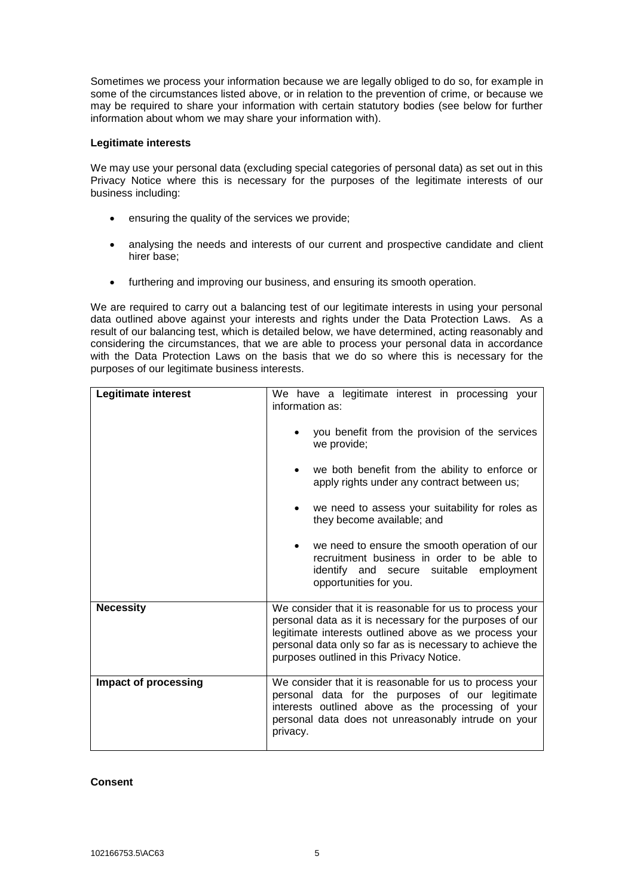Sometimes we process your information because we are legally obliged to do so, for example in some of the circumstances listed above, or in relation to the prevention of crime, or because we may be required to share your information with certain statutory bodies (see below for further information about whom we may share your information with).

**Legitimate interests**

We may use your personal data (excluding special categories of personal data) as set out in this Privacy Notice where this is necessary for the purposes of the legitimate interests of our business including:

- ensuring the quality of the services we provide;
- analysing the needs and interests of our current and prospective candidate and client hirer base;
- furthering and improving our business, and ensuring its smooth operation.

We are required to carry out a balancing test of our legitimate interests in using your personal data outlined above against your interests and rights under the Data Protection Laws. As a result of our balancing test, which is detailed below, we have determined, acting reasonably and considering the circumstances, that we are able to process your personal data in accordance with the Data Protection Laws on the basis that we do so where this is necessary for the purposes of our legitimate business interests.

| **Legitimate interest** | We have a legitimate interest in processing your information as:<br>• you benefit from the provision of the services we provide;<br>• we both benefit from the ability to enforce or apply rights under any contract between us;<br>• we need to assess your suitability for roles as they become available; and<br>• we need to ensure the smooth operation of our recruitment business in order to be able to identify and secure suitable employment opportunities for you. |
|---|---|
| **Necessity** | We consider that it is reasonable for us to process your personal data as it is necessary for the purposes of our legitimate interests outlined above as we process your personal data only so far as is necessary to achieve the purposes outlined in this Privacy Notice. |
| **Impact of processing** | We consider that it is reasonable for us to process your personal data for the purposes of our legitimate interests outlined above as the processing of your personal data does not unreasonably intrude on your privacy. |

**Consent**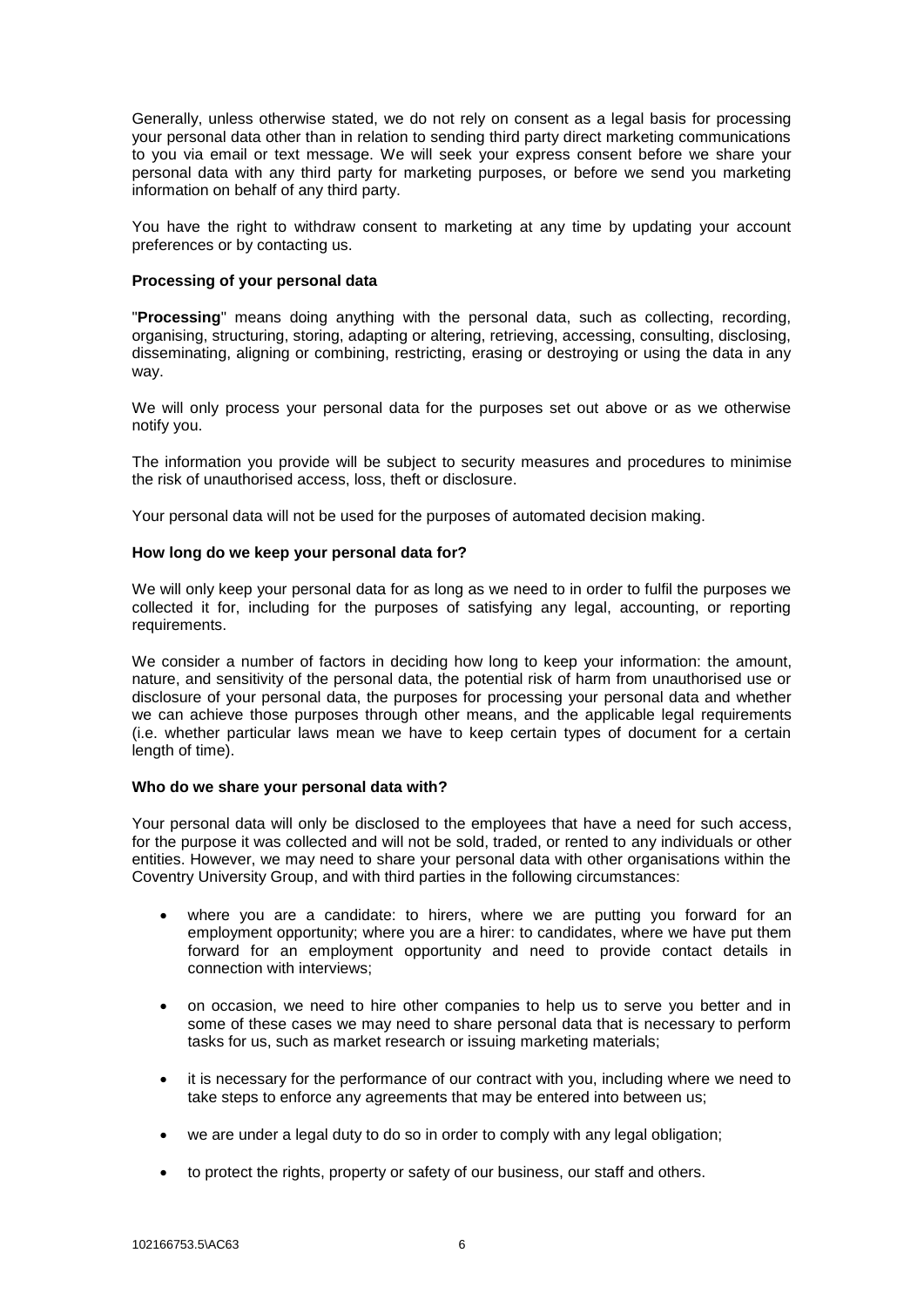Generally, unless otherwise stated, we do not rely on consent as a legal basis for processing your personal data other than in relation to sending third party direct marketing communications to you via email or text message. We will seek your express consent before we share your personal data with any third party for marketing purposes, or before we send you marketing information on behalf of any third party.

You have the right to withdraw consent to marketing at any time by updating your account preferences or by contacting us.

**Processing of your personal data**

"**Processing**" means doing anything with the personal data, such as collecting, recording, organising, structuring, storing, adapting or altering, retrieving, accessing, consulting, disclosing, disseminating, aligning or combining, restricting, erasing or destroying or using the data in any way.

We will only process your personal data for the purposes set out above or as we otherwise notify you.

The information you provide will be subject to security measures and procedures to minimise the risk of unauthorised access, loss, theft or disclosure.

Your personal data will not be used for the purposes of automated decision making.

**How long do we keep your personal data for?**

We will only keep your personal data for as long as we need to in order to fulfil the purposes we collected it for, including for the purposes of satisfying any legal, accounting, or reporting requirements.

We consider a number of factors in deciding how long to keep your information: the amount, nature, and sensitivity of the personal data, the potential risk of harm from unauthorised use or disclosure of your personal data, the purposes for processing your personal data and whether we can achieve those purposes through other means, and the applicable legal requirements (i.e. whether particular laws mean we have to keep certain types of document for a certain length of time).

**Who do we share your personal data with?**

Your personal data will only be disclosed to the employees that have a need for such access, for the purpose it was collected and will not be sold, traded, or rented to any individuals or other entities. However, we may need to share your personal data with other organisations within the Coventry University Group, and with third parties in the following circumstances:

- where you are a candidate: to hirers, where we are putting you forward for an employment opportunity; where you are a hirer: to candidates, where we have put them forward for an employment opportunity and need to provide contact details in connection with interviews;
- on occasion, we need to hire other companies to help us to serve you better and in some of these cases we may need to share personal data that is necessary to perform tasks for us, such as market research or issuing marketing materials;
- it is necessary for the performance of our contract with you, including where we need to take steps to enforce any agreements that may be entered into between us;
- we are under a legal duty to do so in order to comply with any legal obligation;
- to protect the rights, property or safety of our business, our staff and others.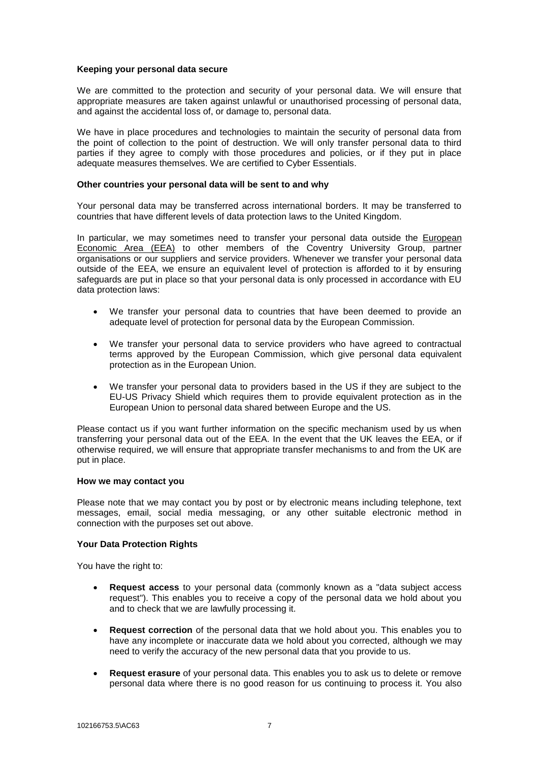**Keeping your personal data secure**

We are committed to the protection and security of your personal data. We will ensure that appropriate measures are taken against unlawful or unauthorised processing of personal data, and against the accidental loss of, or damage to, personal data.

We have in place procedures and technologies to maintain the security of personal data from the point of collection to the point of destruction. We will only transfer personal data to third parties if they agree to comply with those procedures and policies, or if they put in place adequate measures themselves. We are certified to Cyber Essentials.

**Other countries your personal data will be sent to and why**

Your personal data may be transferred across international borders. It may be transferred to countries that have different levels of data protection laws to the United Kingdom.

In particular, we may sometimes need to transfer your personal data outside the European Economic Area (EEA) to other members of the Coventry University Group, partner organisations or our suppliers and service providers. Whenever we transfer your personal data outside of the EEA, we ensure an equivalent level of protection is afforded to it by ensuring safeguards are put in place so that your personal data is only processed in accordance with EU data protection laws:

- We transfer your personal data to countries that have been deemed to provide an adequate level of protection for personal data by the European Commission.
- We transfer your personal data to service providers who have agreed to contractual terms approved by the European Commission, which give personal data equivalent protection as in the European Union.
- We transfer your personal data to providers based in the US if they are subject to the EU-US Privacy Shield which requires them to provide equivalent protection as in the European Union to personal data shared between Europe and the US.

Please contact us if you want further information on the specific mechanism used by us when transferring your personal data out of the EEA. In the event that the UK leaves the EEA, or if otherwise required, we will ensure that appropriate transfer mechanisms to and from the UK are put in place.

**How we may contact you**

Please note that we may contact you by post or by electronic means including telephone, text messages, email, social media messaging, or any other suitable electronic method in connection with the purposes set out above.

**Your Data Protection Rights**

You have the right to:

- **Request access** to your personal data (commonly known as a "data subject access request"). This enables you to receive a copy of the personal data we hold about you and to check that we are lawfully processing it.
- **Request correction** of the personal data that we hold about you. This enables you to have any incomplete or inaccurate data we hold about you corrected, although we may need to verify the accuracy of the new personal data that you provide to us.
- **Request erasure** of your personal data. This enables you to ask us to delete or remove personal data where there is no good reason for us continuing to process it. You also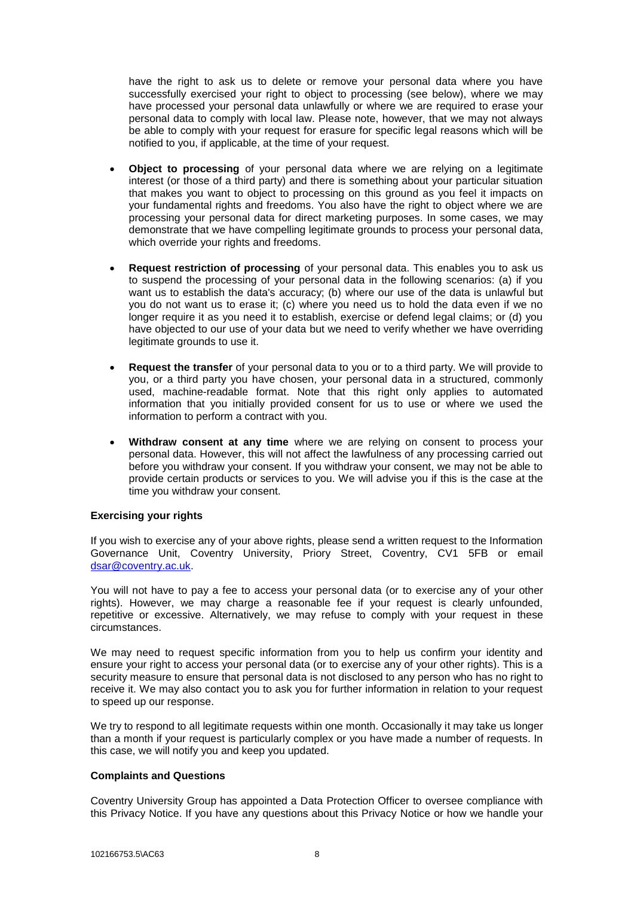have the right to ask us to delete or remove your personal data where you have successfully exercised your right to object to processing (see below), where we may have processed your personal data unlawfully or where we are required to erase your personal data to comply with local law. Please note, however, that we may not always be able to comply with your request for erasure for specific legal reasons which will be notified to you, if applicable, at the time of your request.

- **Object to processing** of your personal data where we are relying on a legitimate interest (or those of a third party) and there is something about your particular situation that makes you want to object to processing on this ground as you feel it impacts on your fundamental rights and freedoms. You also have the right to object where we are processing your personal data for direct marketing purposes. In some cases, we may demonstrate that we have compelling legitimate grounds to process your personal data, which override your rights and freedoms.

- **Request restriction of processing** of your personal data. This enables you to ask us to suspend the processing of your personal data in the following scenarios: (a) if you want us to establish the data's accuracy; (b) where our use of the data is unlawful but you do not want us to erase it; (c) where you need us to hold the data even if we no longer require it as you need it to establish, exercise or defend legal claims; or (d) you have objected to our use of your data but we need to verify whether we have overriding legitimate grounds to use it.

- **Request the transfer** of your personal data to you or to a third party. We will provide to you, or a third party you have chosen, your personal data in a structured, commonly used, machine-readable format. Note that this right only applies to automated information that you initially provided consent for us to use or where we used the information to perform a contract with you.

- **Withdraw consent at any time** where we are relying on consent to process your personal data. However, this will not affect the lawfulness of any processing carried out before you withdraw your consent. If you withdraw your consent, we may not be able to provide certain products or services to you. We will advise you if this is the case at the time you withdraw your consent.

**Exercising your rights**

If you wish to exercise any of your above rights, please send a written request to the Information Governance Unit, Coventry University, Priory Street, Coventry, CV1 5FB or email dsar@coventry.ac.uk.

You will not have to pay a fee to access your personal data (or to exercise any of your other rights). However, we may charge a reasonable fee if your request is clearly unfounded, repetitive or excessive. Alternatively, we may refuse to comply with your request in these circumstances.

We may need to request specific information from you to help us confirm your identity and ensure your right to access your personal data (or to exercise any of your other rights). This is a security measure to ensure that personal data is not disclosed to any person who has no right to receive it. We may also contact you to ask you for further information in relation to your request to speed up our response.

We try to respond to all legitimate requests within one month. Occasionally it may take us longer than a month if your request is particularly complex or you have made a number of requests. In this case, we will notify you and keep you updated.

**Complaints and Questions**

Coventry University Group has appointed a Data Protection Officer to oversee compliance with this Privacy Notice. If you have any questions about this Privacy Notice or how we handle your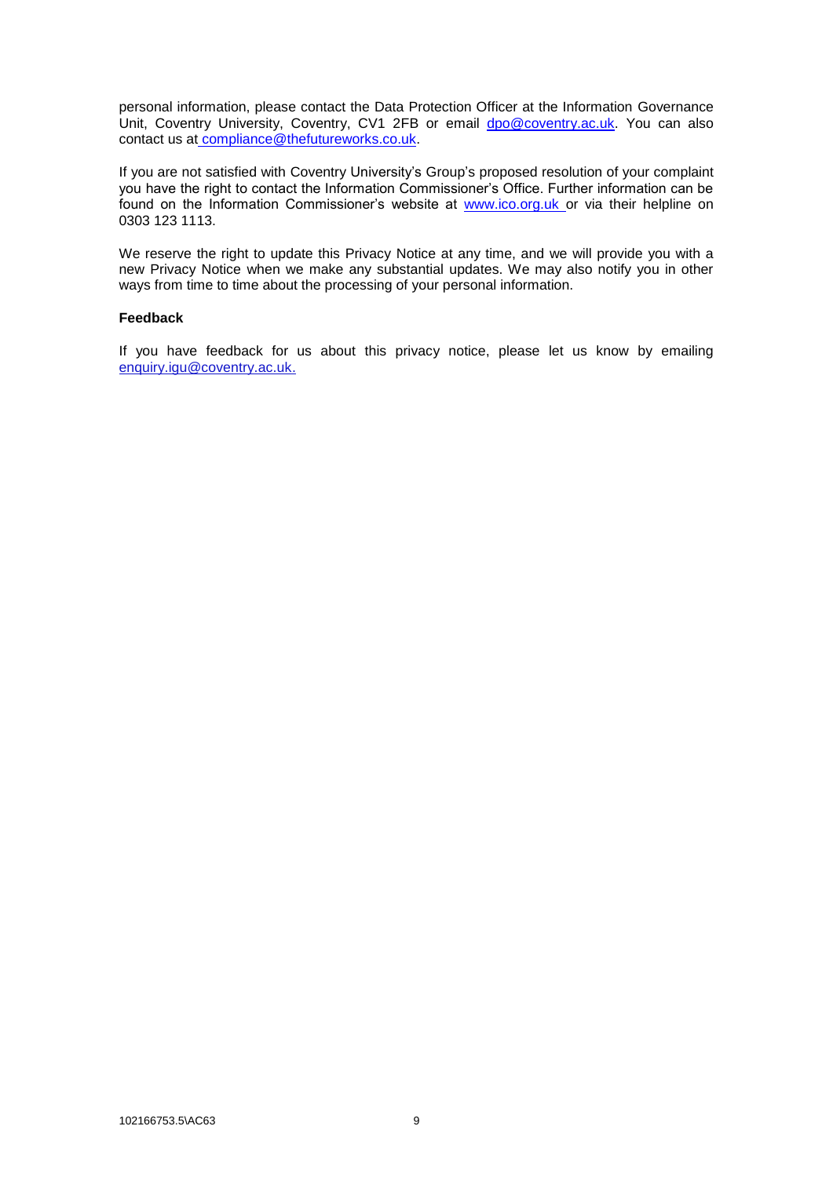personal information, please contact the Data Protection Officer at the Information Governance Unit, Coventry University, Coventry, CV1 2FB or email dpo@coventry.ac.uk. You can also contact us at compliance@thefutureworks.co.uk.

If you are not satisfied with Coventry University's Group's proposed resolution of your complaint you have the right to contact the Information Commissioner's Office. Further information can be found on the Information Commissioner's website at www.ico.org.uk or via their helpline on 0303 123 1113.

We reserve the right to update this Privacy Notice at any time, and we will provide you with a new Privacy Notice when we make any substantial updates. We may also notify you in other ways from time to time about the processing of your personal information.

**Feedback**

If you have feedback for us about this privacy notice, please let us know by emailing enquiry.igu@coventry.ac.uk.

102166753.5\AC63